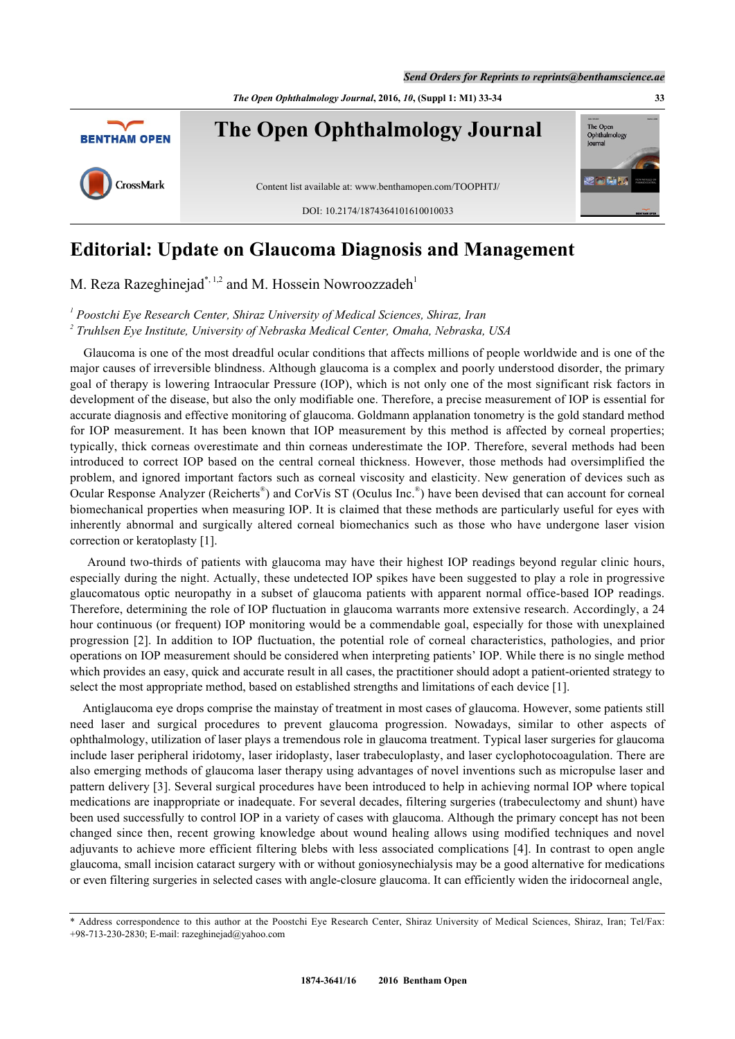# Editorial: Update on Glaucoma Diagnosis and Management

M. Reza Razeghinejad[*, 1,2] and M. Hossein Nowroozzadeh[1]

[1] *Poostchi Eye Research Center, Shiraz University of Medical Sciences, Shiraz, Iran*
[2] *Truhlsen Eye Institute, University of Nebraska Medical Center, Omaha, Nebraska, USA*

Glaucoma is one of the most dreadful ocular conditions that affects millions of people worldwide and is one of the major causes of irreversible blindness. Although glaucoma is a complex and poorly understood disorder, the primary goal of therapy is lowering Intraocular Pressure (IOP), which is not only one of the most significant risk factors in development of the disease, but also the only modifiable one. Therefore, a precise measurement of IOP is essential for accurate diagnosis and effective monitoring of glaucoma. Goldmann applanation tonometry is the gold standard method for IOP measurement. It has been known that IOP measurement by this method is affected by corneal properties; typically, thick corneas overestimate and thin corneas underestimate the IOP. Therefore, several methods had been introduced to correct IOP based on the central corneal thickness. However, those methods had oversimplified the problem, and ignored important factors such as corneal viscosity and elasticity. New generation of devices such as Ocular Response Analyzer (Reicherts®) and CorVis ST (Oculus Inc.®) have been devised that can account for corneal biomechanical properties when measuring IOP. It is claimed that these methods are particularly useful for eyes with inherently abnormal and surgically altered corneal biomechanics such as those who have undergone laser vision correction or keratoplasty [1].

Around two-thirds of patients with glaucoma may have their highest IOP readings beyond regular clinic hours, especially during the night. Actually, these undetected IOP spikes have been suggested to play a role in progressive glaucomatous optic neuropathy in a subset of glaucoma patients with apparent normal office-based IOP readings. Therefore, determining the role of IOP fluctuation in glaucoma warrants more extensive research. Accordingly, a 24 hour continuous (or frequent) IOP monitoring would be a commendable goal, especially for those with unexplained progression [2]. In addition to IOP fluctuation, the potential role of corneal characteristics, pathologies, and prior operations on IOP measurement should be considered when interpreting patients' IOP. While there is no single method which provides an easy, quick and accurate result in all cases, the practitioner should adopt a patient-oriented strategy to select the most appropriate method, based on established strengths and limitations of each device [1].

Antiglaucoma eye drops comprise the mainstay of treatment in most cases of glaucoma. However, some patients still need laser and surgical procedures to prevent glaucoma progression. Nowadays, similar to other aspects of ophthalmology, utilization of laser plays a tremendous role in glaucoma treatment. Typical laser surgeries for glaucoma include laser peripheral iridotomy, laser iridoplasty, laser trabeculoplasty, and laser cyclophotocoagulation. There are also emerging methods of glaucoma laser therapy using advantages of novel inventions such as micropulse laser and pattern delivery [3]. Several surgical procedures have been introduced to help in achieving normal IOP where topical medications are inappropriate or inadequate. For several decades, filtering surgeries (trabeculectomy and shunt) have been used successfully to control IOP in a variety of cases with glaucoma. Although the primary concept has not been changed since then, recent growing knowledge about wound healing allows using modified techniques and novel adjuvants to achieve more efficient filtering blebs with less associated complications [4]. In contrast to open angle glaucoma, small incision cataract surgery with or without goniosynechialysis may be a good alternative for medications or even filtering surgeries in selected cases with angle-closure glaucoma. It can efficiently widen the iridocorneal angle,

* Address correspondence to this author at the Poostchi Eye Research Center, Shiraz University of Medical Sciences, Shiraz, Iran; Tel/Fax: +98-713-230-2830; E-mail: razeghinejad@yahoo.com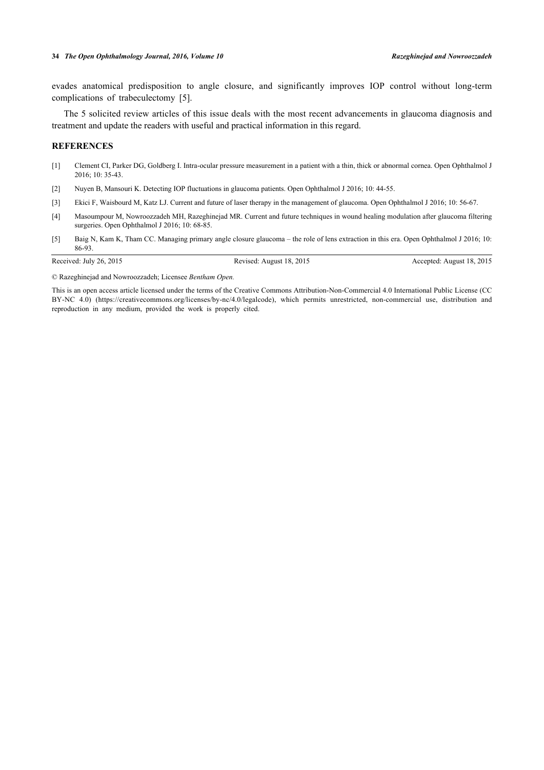evades anatomical predisposition to angle closure, and significantly improves IOP control without long-term complications of trabeculectomy [5].

The 5 solicited review articles of this issue deals with the most recent advancements in glaucoma diagnosis and treatment and update the readers with useful and practical information in this regard.

## REFERENCES

[1] Clement CI, Parker DG, Goldberg I. Intra-ocular pressure measurement in a patient with a thin, thick or abnormal cornea. Open Ophthalmol J 2016; 10: 35-43.

[2] Nuyen B, Mansouri K. Detecting IOP fluctuations in glaucoma patients. Open Ophthalmol J 2016; 10: 44-55.

[3] Ekici F, Waisbourd M, Katz LJ. Current and future of laser therapy in the management of glaucoma. Open Ophthalmol J 2016; 10: 56-67.

[4] Masoumpour M, Nowroozzadeh MH, Razeghinejad MR. Current and future techniques in wound healing modulation after glaucoma filtering surgeries. Open Ophthalmol J 2016; 10: 68-85.

[5] Baig N, Kam K, Tham CC. Managing primary angle closure glaucoma – the role of lens extraction in this era. Open Ophthalmol J 2016; 10: 86-93.

Received: July 26, 2015 Revised: August 18, 2015 Accepted: August 18, 2015

© Razeghinejad and Nowroozzadeh; Licensee *Bentham Open.*

This is an open access article licensed under the terms of the Creative Commons Attribution-Non-Commercial 4.0 International Public License (CC BY-NC 4.0) (https://creativecommons.org/licenses/by-nc/4.0/legalcode), which permits unrestricted, non-commercial use, distribution and reproduction in any medium, provided the work is properly cited.